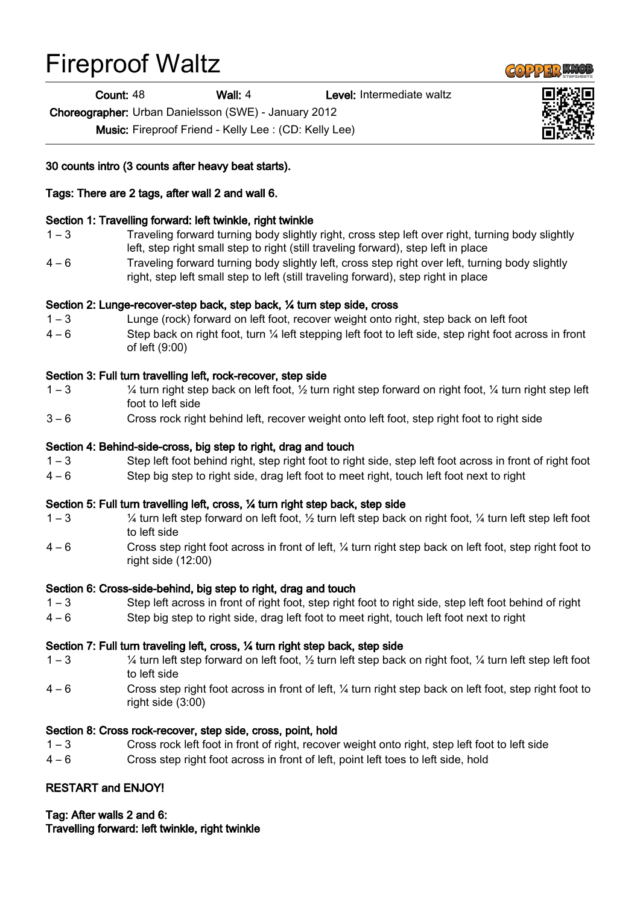# Fireproof Waltz

**Count:** 48 **Wall:** 4 **Level:** Intermediate waltz

**Choreographer:** Urban Danielsson (SWE) - January 2012

**Music:** Fireproof Friend - Kelly Lee : (CD: Kelly Lee)

**30 counts intro (3 counts after heavy beat starts).**

**Tags: There are 2 tags, after wall 2 and wall 6.**

**Section 1: Travelling forward: left twinkle, right twinkle**

1 – 3 Traveling forward turning body slightly right, cross step left over right, turning body slightly left, step right small step to right (still traveling forward), step left in place

4 – 6 Traveling forward turning body slightly left, cross step right over left, turning body slightly right, step left small step to left (still traveling forward), step right in place

**Section 2: Lunge-recover-step back, step back, ¼ turn step side, cross**

1 – 3 Lunge (rock) forward on left foot, recover weight onto right, step back on left foot

4 – 6 Step back on right foot, turn ¼ left stepping left foot to left side, step right foot across in front of left (9:00)

**Section 3: Full turn travelling left, rock-recover, step side**

1 – 3 ¼ turn right step back on left foot, ½ turn right step forward on right foot, ¼ turn right step left foot to left side

3 – 6 Cross rock right behind left, recover weight onto left foot, step right foot to right side

**Section 4: Behind-side-cross, big step to right, drag and touch**

1 – 3 Step left foot behind right, step right foot to right side, step left foot across in front of right foot

4 – 6 Step big step to right side, drag left foot to meet right, touch left foot next to right

**Section 5: Full turn travelling left, cross, ¼ turn right step back, step side**

1 – 3 ¼ turn left step forward on left foot, ½ turn left step back on right foot, ¼ turn left step left foot to left side

4 – 6 Cross step right foot across in front of left, ¼ turn right step back on left foot, step right foot to right side (12:00)

**Section 6: Cross-side-behind, big step to right, drag and touch**

1 – 3 Step left across in front of right foot, step right foot to right side, step left foot behind of right

4 – 6 Step big step to right side, drag left foot to meet right, touch left foot next to right

**Section 7: Full turn traveling left, cross, ¼ turn right step back, step side**

1 – 3 ¼ turn left step forward on left foot, ½ turn left step back on right foot, ¼ turn left step left foot to left side

4 – 6 Cross step right foot across in front of left, ¼ turn right step back on left foot, step right foot to right side (3:00)

**Section 8: Cross rock-recover, step side, cross, point, hold**

1 – 3 Cross rock left foot in front of right, recover weight onto right, step left foot to left side

4 – 6 Cross step right foot across in front of left, point left toes to left side, hold

**RESTART and ENJOY!**

**Tag: After walls 2 and 6:**
**Travelling forward: left twinkle, right twinkle**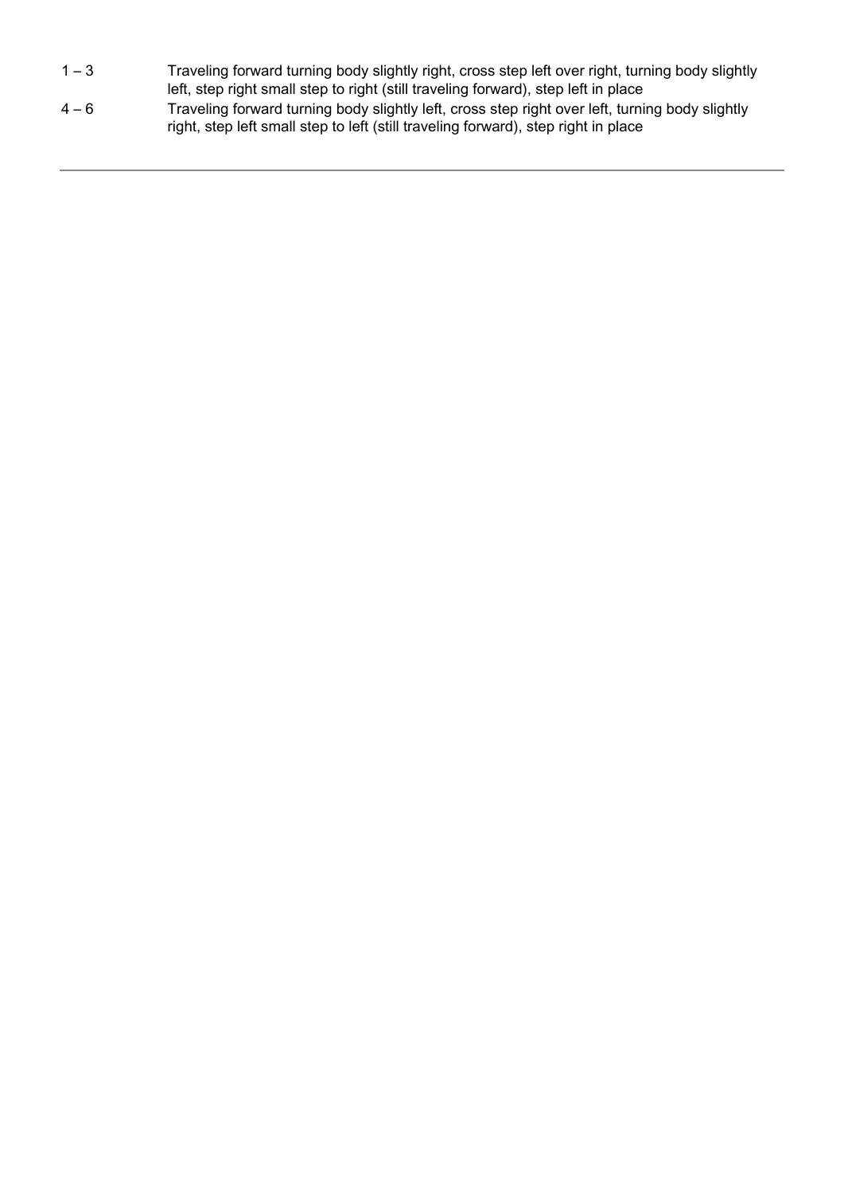| | |
|---|---|
| 1 – 3 | Traveling forward turning body slightly right, cross step left over right, turning body slightly left, step right small step to right (still traveling forward), step left in place |
| 4 – 6 | Traveling forward turning body slightly left, cross step right over left, turning body slightly right, step left small step to left (still traveling forward), step right in place |

---